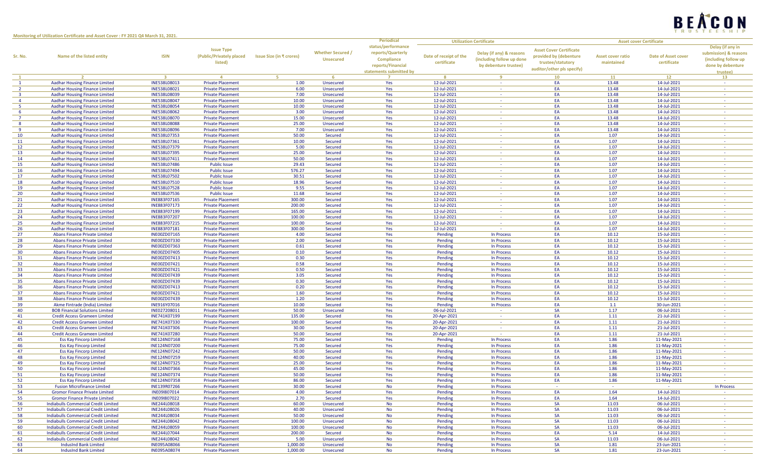Monitoring of Utilization Certificate and Asset Cover : FY 2021 Q4 March 31, 2021.

| Sr. No. | Name of the listed entity | ISIN | Issue Type (Public/Privately placed listed) | Issue Size (in ₹ crores) | Whether Secured / Unsecured | Periodical status/performance reports/Quarterly Compliance reports/Financial statements submitted by | Utilization Certificate | | Asset cover Certificate | | | |
|---|---|---|---|---|---|---|---|---|---|---|---|---|
| | | | | | | | Date of receipt of the certificate | Delay (if any) & reasons (including follow up done by debenture trustee) | Asset Cover Certificate provided by (debenture trustee/statutory auditor/other pls specify) | Asset cover ratio maintained | Date of Asset cover certificate | Delay (if any in submission) & reasons (including follow up done by debenture trustee) |
| 1 | 2 | 3 | 4 | 5 | 6 | 7 | 8 | 9 | 10 | 11 | 12 | 13 |
| 1 | Aadhar Housing Finance Limited | INE538L08013 | Private Placement | 1.00 | Unsecured | Yes | 12-Jul-2021 | - | EA | 13.48 | 14-Jul-2021 | - |
| 2 | Aadhar Housing Finance Limited | INE538L08021 | Private Placement | 6.00 | Unsecured | Yes | 12-Jul-2021 | - | EA | 13.48 | 14-Jul-2021 | - |
| 3 | Aadhar Housing Finance Limited | INE538L08039 | Private Placement | 7.00 | Unsecured | Yes | 12-Jul-2021 | - | EA | 13.48 | 14-Jul-2021 | - |
| 4 | Aadhar Housing Finance Limited | INE538L08047 | Private Placement | 10.00 | Unsecured | Yes | 12-Jul-2021 | - | EA | 13.48 | 14-Jul-2021 | - |
| 5 | Aadhar Housing Finance Limited | INE538L08054 | Private Placement | 10.00 | Unsecured | Yes | 12-Jul-2021 | - | EA | 13.48 | 14-Jul-2021 | - |
| 6 | Aadhar Housing Finance Limited | INE538L08062 | Private Placement | 3.00 | Unsecured | Yes | 12-Jul-2021 | - | EA | 13.48 | 14-Jul-2021 | - |
| 7 | Aadhar Housing Finance Limited | INE538L08070 | Private Placement | 15.00 | Unsecured | Yes | 12-Jul-2021 | - | EA | 13.48 | 14-Jul-2021 | - |
| 8 | Aadhar Housing Finance Limited | INE538L08088 | Private Placement | 25.00 | Unsecured | Yes | 12-Jul-2021 | - | EA | 13.48 | 14-Jul-2021 | - |
| 9 | Aadhar Housing Finance Limited | INE538L08096 | Private Placement | 7.00 | Unsecured | Yes | 12-Jul-2021 | - | EA | 13.48 | 14-Jul-2021 | - |
| 10 | Aadhar Housing Finance Limited | INE538L07353 | Private Placement | 50.00 | Secured | Yes | 12-Jul-2021 | - | EA | 1.07 | 14-Jul-2021 | - |
| 11 | Aadhar Housing Finance Limited | INE538L07361 | Private Placement | 10.00 | Secured | Yes | 12-Jul-2021 | - | EA | 1.07 | 14-Jul-2021 | - |
| 12 | Aadhar Housing Finance Limited | INE538L07379 | Private Placement | 5.00 | Secured | Yes | 12-Jul-2021 | - | EA | 1.07 | 14-Jul-2021 | - |
| 13 | Aadhar Housing Finance Limited | INE538L07395 | Private Placement | 25.00 | Secured | Yes | 12-Jul-2021 | - | EA | 1.07 | 14-Jul-2021 | - |
| 14 | Aadhar Housing Finance Limited | INE538L07411 | Private Placement | 50.00 | Secured | Yes | 12-Jul-2021 | - | EA | 1.07 | 14-Jul-2021 | - |
| 15 | Aadhar Housing Finance Limited | INE538L07486 | Public Issue | 29.43 | Secured | Yes | 12-Jul-2021 | - | EA | 1.07 | 14-Jul-2021 | - |
| 16 | Aadhar Housing Finance Limited | INE538L07494 | Public Issue | 576.27 | Secured | Yes | 12-Jul-2021 | - | EA | 1.07 | 14-Jul-2021 | - |
| 17 | Aadhar Housing Finance Limited | INE538L07502 | Public Issue | 30.51 | Secured | Yes | 12-Jul-2021 | - | EA | 1.07 | 14-Jul-2021 | - |
| 18 | Aadhar Housing Finance Limited | INE538L07510 | Public Issue | 18.96 | Secured | Yes | 12-Jul-2021 | - | EA | 1.07 | 14-Jul-2021 | - |
| 19 | Aadhar Housing Finance Limited | INE538L07528 | Public Issue | 9.55 | Secured | Yes | 12-Jul-2021 | - | EA | 1.07 | 14-Jul-2021 | - |
| 20 | Aadhar Housing Finance Limited | INE538L07536 | Public Issue | 11.68 | Secured | Yes | 12-Jul-2021 | - | EA | 1.07 | 14-Jul-2021 | - |
| 21 | Aadhar Housing Finance Limited | INE883F07165 | Private Placement | 300.00 | Secured | Yes | 12-Jul-2021 | - | EA | 1.07 | 14-Jul-2021 | - |
| 22 | Aadhar Housing Finance Limited | INE883F07173 | Private Placement | 200.00 | Secured | Yes | 12-Jul-2021 | - | EA | 1.07 | 14-Jul-2021 | - |
| 23 | Aadhar Housing Finance Limited | INE883F07199 | Private Placement | 165.00 | Secured | Yes | 12-Jul-2021 | - | EA | 1.07 | 14-Jul-2021 | - |
| 24 | Aadhar Housing Finance Limited | INE883F07207 | Private Placement | 100.00 | Secured | Yes | 12-Jul-2021 | - | EA | 1.07 | 14-Jul-2021 | - |
| 25 | Aadhar Housing Finance Limited | INE883F07215 | Private Placement | 100.00 | Secured | Yes | 12-Jul-2021 | - | EA | 1.07 | 14-Jul-2021 | - |
| 26 | Aadhar Housing Finance Limited | INE883F07181 | Private Placement | 300.00 | Secured | Yes | 12-Jul-2021 | - | EA | 1.07 | 14-Jul-2021 | - |
| 27 | Abans Finance Private Limited | INE00ZD07165 | Private Placement | 4.00 | Secured | Yes | Pending | In Process | EA | 10.12 | 15-Jul-2021 | - |
| 28 | Abans Finance Private Limited | INE00ZD07330 | Private Placement | 2.00 | Secured | Yes | Pending | In Process | EA | 10.12 | 15-Jul-2021 | - |
| 29 | Abans Finance Private Limited | INE00ZD07363 | Private Placement | 0.61 | Secured | Yes | Pending | In Process | EA | 10.12 | 15-Jul-2021 | - |
| 30 | Abans Finance Private Limited | INE00ZD07405 | Private Placement | 0.10 | Secured | Yes | Pending | In Process | EA | 10.12 | 15-Jul-2021 | - |
| 31 | Abans Finance Private Limited | INE00ZD07413 | Private Placement | 0.30 | Secured | Yes | Pending | In Process | EA | 10.12 | 15-Jul-2021 | - |
| 32 | Abans Finance Private Limited | INE00ZD07421 | Private Placement | 0.58 | Secured | Yes | Pending | In Process | EA | 10.12 | 15-Jul-2021 | - |
| 33 | Abans Finance Private Limited | INE00ZD07421 | Private Placement | 0.50 | Secured | Yes | Pending | In Process | EA | 10.12 | 15-Jul-2021 | - |
| 34 | Abans Finance Private Limited | INE00ZD07439 | Private Placement | 3.05 | Secured | Yes | Pending | In Process | EA | 10.12 | 15-Jul-2021 | - |
| 35 | Abans Finance Private Limited | INE00ZD07439 | Private Placement | 0.30 | Secured | Yes | Pending | In Process | EA | 10.12 | 15-Jul-2021 | - |
| 36 | Abans Finance Private Limited | INE00ZD07413 | Private Placement | 0.20 | Secured | Yes | Pending | In Process | EA | 10.12 | 15-Jul-2021 | - |
| 37 | Abans Finance Private Limited | INE00ZD07421 | Private Placement | 1.60 | Secured | Yes | Pending | In Process | EA | 10.12 | 15-Jul-2021 | - |
| 38 | Abans Finance Private Limited | INE00ZD07439 | Private Placement | 1.20 | Secured | Yes | Pending | In Process | EA | 10.12 | 15-Jul-2021 | - |
| 39 | Akme Fintrade (India) Limited | INE916Y07016 | Private Placement | 10.00 | Secured | Yes | Pending | In Process | EA | 1.1 | 30-Jun-2021 | - |
| 40 | BOB Financial Solutions Limited | INE027208011 | Private Placement | 50.00 | Unsecured | Yes | 06-Jul-2021 | - | SA | 1.17 | 06-Jul-2021 | - |
| 41 | Credit Access Grameen Limited | INE741K07199 | Private Placement | 135.00 | Secured | Yes | 20-Apr-2021 | - | EA | 1.11 | 21-Jul-2021 | - |
| 42 | Credit Access Grameen Limited | INE741K07330 | Private Placement | 100.00 | Secured | Yes | 20-Apr-2021 | - | EA | 1.11 | 21-Jul-2021 | - |
| 43 | Credit Access Grameen Limited | INE741K07306 | Private Placement | 30.00 | Secured | Yes | 20-Apr-2021 | - | EA | 1.11 | 21-Jul-2021 | - |
| 44 | Credit Access Grameen Limited | INE741K07280 | Private Placement | 50.00 | Secured | Yes | 20-Apr-2021 | - | EA | 1.11 | 21-Jul-2021 | - |
| 45 | Ess Kay Fincorp Limited | INE124N07168 | Private Placement | 75.00 | Secured | Yes | Pending | In Process | EA | 1.86 | 11-May-2021 | - |
| 46 | Ess Kay Fincorp Limited | INE124N07200 | Private Placement | 75.00 | Secured | Yes | Pending | In Process | EA | 1.86 | 11-May-2021 | - |
| 47 | Ess Kay Fincorp Limited | INE124N07242 | Private Placement | 50.00 | Secured | Yes | Pending | In Process | EA | 1.86 | 11-May-2021 | - |
| 48 | Ess Kay Fincorp Limited | INE124N07259 | Private Placement | 40.00 | Secured | Yes | Pending | In Process | EA | 1.86 | 11-May-2021 | - |
| 49 | Ess Kay Fincorp Limited | INE124N07325 | Private Placement | 25.00 | Secured | Yes | Pending | In Process | EA | 1.86 | 11-May-2021 | - |
| 50 | Ess Kay Fincorp Limited | INE124N07366 | Private Placement | 45.00 | Secured | Yes | Pending | In Process | EA | 1.86 | 11-May-2021 | - |
| 51 | Ess Kay Fincorp Limited | INE124N07374 | Private Placement | 50.00 | Secured | Yes | Pending | In Process | EA | 1.86 | 11-May-2021 | - |
| 52 | Ess Kay Fincorp Limited | INE124N07358 | Private Placement | 86.00 | Secured | Yes | Pending | In Process | EA | 1.86 | 11-May-2021 | - |
| 53 | Fusion Microfinance Limited | INE139R07266 | Private Placement | 30.00 | Secured | No | Pending | In Process | - | - | - | In Process |
| 54 | Gromor Finance Private Limited | INE09I807014 | Private Placement | 4.00 | Secured | Yes | Pending | In Process | EA | 1.64 | 14-Jul-2021 | - |
| 55 | Gromor Finance Private Limited | INE09I807022 | Private Placement | 2.70 | Secured | Yes | Pending | In Process | EA | 1.64 | 14-Jul-2021 | - |
| 56 | Indiabulls Commercial Credit Limited | INE244L08018 | Private Placement | 60.00 | Unsecured | No | Pending | In Process | SA | 11.03 | 06-Jul-2021 | - |
| 57 | Indiabulls Commercial Credit Limited | INE244L08026 | Private Placement | 40.00 | Unsecured | No | Pending | In Process | SA | 11.03 | 06-Jul-2021 | - |
| 58 | Indiabulls Commercial Credit Limited | INE244L08034 | Private Placement | 50.00 | Unsecured | No | Pending | In Process | SA | 11.03 | 06-Jul-2021 | - |
| 59 | Indiabulls Commercial Credit Limited | INE244L08042 | Private Placement | 100.00 | Unsecured | No | Pending | In Process | SA | 11.03 | 06-Jul-2021 | - |
| 60 | Indiabulls Commercial Credit Limited | INE244L08059 | Private Placement | 100.00 | Unsecured | No | Pending | In Process | SA | 11.03 | 06-Jul-2021 | - |
| 61 | Indiabulls Commercial Credit Limited | INE244L07044 | Private Placement | 200.00 | Secured | No | Pending | In Process | EA | 5.14 | 14-Jul-2021 | - |
| 62 | Indiabulls Commercial Credit Limited | INE244L08042 | Private Placement | 5.00 | Unsecured | No | Pending | In Process | SA | 11.03 | 06-Jul-2021 | - |
| 63 | IndusInd Bank Limited | INE095A08066 | Private Placement | 1,000.00 | Unsecured | No | Pending | In Process | SA | 1.81 | 23-Jun-2021 | - |
| 64 | IndusInd Bank Limited | INE095A08074 | Private Placement | 1,000.00 | Unsecured | No | Pending | In Process | SA | 1.81 | 23-Jun-2021 | - |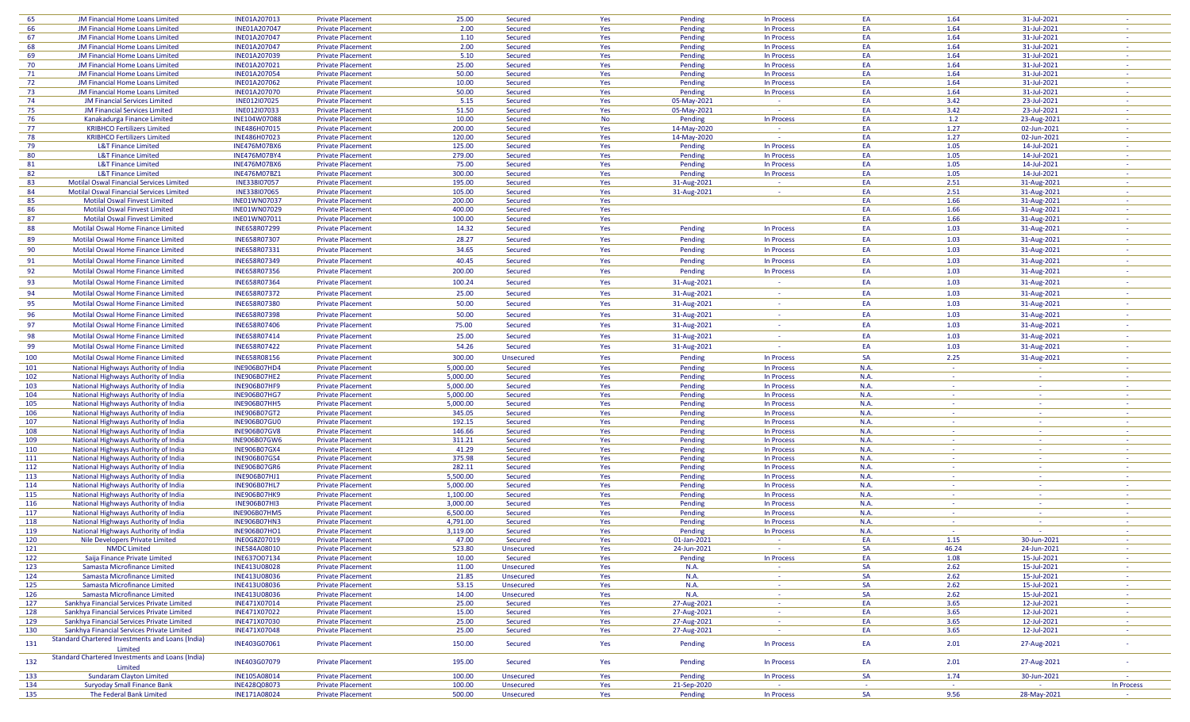| | | | | | | | | | | | | |
|---|---|---|---|---|---|---|---|---|---|---|---|---|
| 65 | JM Financial Home Loans Limited | INE01A207013 | Private Placement | 25.00 | Secured | Yes | Pending | In Process | EA | 1.64 | 31-Jul-2021 | - |
| 66 | JM Financial Home Loans Limited | INE01A207047 | Private Placement | 2.00 | Secured | Yes | Pending | In Process | EA | 1.64 | 31-Jul-2021 | - |
| 67 | JM Financial Home Loans Limited | INE01A207047 | Private Placement | 1.10 | Secured | Yes | Pending | In Process | EA | 1.64 | 31-Jul-2021 | - |
| 68 | JM Financial Home Loans Limited | INE01A207047 | Private Placement | 2.00 | Secured | Yes | Pending | In Process | EA | 1.64 | 31-Jul-2021 | - |
| 69 | JM Financial Home Loans Limited | INE01A207039 | Private Placement | 5.10 | Secured | Yes | Pending | In Process | EA | 1.64 | 31-Jul-2021 | - |
| 70 | JM Financial Home Loans Limited | INE01A207021 | Private Placement | 25.00 | Secured | Yes | Pending | In Process | EA | 1.64 | 31-Jul-2021 | - |
| 71 | JM Financial Home Loans Limited | INE01A207054 | Private Placement | 50.00 | Secured | Yes | Pending | In Process | EA | 1.64 | 31-Jul-2021 | - |
| 72 | JM Financial Home Loans Limited | INE01A207062 | Private Placement | 10.00 | Secured | Yes | Pending | In Process | EA | 1.64 | 31-Jul-2021 | - |
| 73 | JM Financial Home Loans Limited | INE01A207070 | Private Placement | 50.00 | Secured | Yes | Pending | In Process | EA | 1.64 | 31-Jul-2021 | - |
| 74 | JM Financial Services Limited | INE012I07025 | Private Placement | 5.15 | Secured | Yes | 05-May-2021 | - | EA | 3.42 | 23-Jul-2021 | - |
| 75 | JM Financial Services Limited | INE012I07033 | Private Placement | 51.50 | Secured | Yes | 05-May-2021 | - | EA | 3.42 | 23-Jul-2021 | - |
| 76 | Kanakadurga Finance Limited | INE104W07088 | Private Placement | 10.00 | Secured | No | Pending | In Process | EA | 1.2 | 23-Aug-2021 | - |
| 77 | KRIBHCO Fertilizers Limited | INE486H07015 | Private Placement | 200.00 | Secured | Yes | 14-May-2020 | - | EA | 1.27 | 02-Jun-2021 | - |
| 78 | KRIBHCO Fertilizers Limited | INE486H07023 | Private Placement | 120.00 | Secured | Yes | 14-May-2020 | - | EA | 1.27 | 02-Jun-2021 | - |
| 79 | L&T Finance Limited | INE476M07BX6 | Private Placement | 125.00 | Secured | Yes | Pending | In Process | EA | 1.05 | 14-Jul-2021 | - |
| 80 | L&T Finance Limited | INE476M07BY4 | Private Placement | 279.00 | Secured | Yes | Pending | In Process | EA | 1.05 | 14-Jul-2021 | - |
| 81 | L&T Finance Limited | INE476M07BX6 | Private Placement | 75.00 | Secured | Yes | Pending | In Process | EA | 1.05 | 14-Jul-2021 | - |
| 82 | L&T Finance Limited | INE476M07BZ1 | Private Placement | 300.00 | Secured | Yes | Pending | In Process | EA | 1.05 | 14-Jul-2021 | - |
| 83 | Motilal Oswal Financial Services Limited | INE338I07057 | Private Placement | 195.00 | Secured | Yes | 31-Aug-2021 | - | EA | 2.51 | 31-Aug-2021 | - |
| 84 | Motilal Oswal Financial Services Limited | INE338I07065 | Private Placement | 105.00 | Secured | Yes | 31-Aug-2021 | - | EA | 2.51 | 31-Aug-2021 | - |
| 85 | Motilal Oswal Finvest Limited | INE01WN07037 | Private Placement | 200.00 | Secured | Yes | | | EA | 1.66 | 31-Aug-2021 | - |
| 86 | Motilal Oswal Finvest Limited | INE01WN07029 | Private Placement | 400.00 | Secured | Yes | | | EA | 1.66 | 31-Aug-2021 | - |
| 87 | Motilal Oswal Finvest Limited | INE01WN07011 | Private Placement | 100.00 | Secured | Yes | | | EA | 1.66 | 31-Aug-2021 | - |
| 88 | Motilal Oswal Home Finance Limited | INE658R07299 | Private Placement | 14.32 | Secured | Yes | Pending | In Process | EA | 1.03 | 31-Aug-2021 | - |
| 89 | Motilal Oswal Home Finance Limited | INE658R07307 | Private Placement | 28.27 | Secured | Yes | Pending | In Process | EA | 1.03 | 31-Aug-2021 | - |
| 90 | Motilal Oswal Home Finance Limited | INE658R07331 | Private Placement | 34.65 | Secured | Yes | Pending | In Process | EA | 1.03 | 31-Aug-2021 | - |
| 91 | Motilal Oswal Home Finance Limited | INE658R07349 | Private Placement | 40.45 | Secured | Yes | Pending | In Process | EA | 1.03 | 31-Aug-2021 | - |
| 92 | Motilal Oswal Home Finance Limited | INE658R07356 | Private Placement | 200.00 | Secured | Yes | Pending | In Process | EA | 1.03 | 31-Aug-2021 | - |
| 93 | Motilal Oswal Home Finance Limited | INE658R07364 | Private Placement | 100.24 | Secured | Yes | 31-Aug-2021 | - | EA | 1.03 | 31-Aug-2021 | - |
| 94 | Motilal Oswal Home Finance Limited | INE658R07372 | Private Placement | 25.00 | Secured | Yes | 31-Aug-2021 | - | EA | 1.03 | 31-Aug-2021 | - |
| 95 | Motilal Oswal Home Finance Limited | INE658R07380 | Private Placement | 50.00 | Secured | Yes | 31-Aug-2021 | - | EA | 1.03 | 31-Aug-2021 | - |
| 96 | Motilal Oswal Home Finance Limited | INE658R07398 | Private Placement | 50.00 | Secured | Yes | 31-Aug-2021 | - | EA | 1.03 | 31-Aug-2021 | - |
| 97 | Motilal Oswal Home Finance Limited | INE658R07406 | Private Placement | 75.00 | Secured | Yes | 31-Aug-2021 | - | EA | 1.03 | 31-Aug-2021 | - |
| 98 | Motilal Oswal Home Finance Limited | INE658R07414 | Private Placement | 25.00 | Secured | Yes | 31-Aug-2021 | - | EA | 1.03 | 31-Aug-2021 | - |
| 99 | Motilal Oswal Home Finance Limited | INE658R07422 | Private Placement | 54.26 | Secured | Yes | 31-Aug-2021 | - | EA | 1.03 | 31-Aug-2021 | - |
| 100 | Motilal Oswal Home Finance Limited | INE658R08156 | Private Placement | 300.00 | Unsecured | Yes | Pending | In Process | SA | 2.25 | 31-Aug-2021 | - |
| 101 | National Highways Authority of India | INE906B07HD4 | Private Placement | 5,000.00 | Secured | Yes | Pending | In Process | N.A. | - | - | - |
| 102 | National Highways Authority of India | INE906B07HE2 | Private Placement | 5,000.00 | Secured | Yes | Pending | In Process | N.A. | - | - | - |
| 103 | National Highways Authority of India | INE906B07HF9 | Private Placement | 5,000.00 | Secured | Yes | Pending | In Process | N.A. | - | - | - |
| 104 | National Highways Authority of India | INE906B07HG7 | Private Placement | 5,000.00 | Secured | Yes | Pending | In Process | N.A. | - | - | - |
| 105 | National Highways Authority of India | INE906B07HH5 | Private Placement | 5,000.00 | Secured | Yes | Pending | In Process | N.A. | - | - | - |
| 106 | National Highways Authority of India | INE906B07GT2 | Private Placement | 345.05 | Secured | Yes | Pending | In Process | N.A. | - | - | - |
| 107 | National Highways Authority of India | INE906B07GU0 | Private Placement | 192.15 | Secured | Yes | Pending | In Process | N.A. | - | - | - |
| 108 | National Highways Authority of India | INE906B07GV8 | Private Placement | 146.66 | Secured | Yes | Pending | In Process | N.A. | - | - | - |
| 109 | National Highways Authority of India | INE906B07GW6 | Private Placement | 311.21 | Secured | Yes | Pending | In Process | N.A. | - | - | - |
| 110 | National Highways Authority of India | INE906B07GX4 | Private Placement | 41.29 | Secured | Yes | Pending | In Process | N.A. | - | - | - |
| 111 | National Highways Authority of India | INE906B07GS4 | Private Placement | 375.98 | Secured | Yes | Pending | In Process | N.A. | - | - | - |
| 112 | National Highways Authority of India | INE906B07GR6 | Private Placement | 282.11 | Secured | Yes | Pending | In Process | N.A. | - | - | - |
| 113 | National Highways Authority of India | INE906B07HJ1 | Private Placement | 5,500.00 | Secured | Yes | Pending | In Process | N.A. | - | - | - |
| 114 | National Highways Authority of India | INE906B07HL7 | Private Placement | 5,000.00 | Secured | Yes | Pending | In Process | N.A. | - | - | - |
| 115 | National Highways Authority of India | INE906B07HK9 | Private Placement | 1,100.00 | Secured | Yes | Pending | In Process | N.A. | - | - | - |
| 116 | National Highways Authority of India | INE906B07HI3 | Private Placement | 3,000.00 | Secured | Yes | Pending | In Process | N.A. | - | - | - |
| 117 | National Highways Authority of India | INE906B07HM5 | Private Placement | 6,500.00 | Secured | Yes | Pending | In Process | N.A. | - | - | - |
| 118 | National Highways Authority of India | INE906B07HN3 | Private Placement | 4,791.00 | Secured | Yes | Pending | In Process | N.A. | - | - | - |
| 119 | National Highways Authority of India | INE906B07HO1 | Private Placement | 3,119.00 | Secured | Yes | Pending | In Process | N.A. | - | - | - |
| 120 | Nile Developers Private Limited | INE0GBZ07019 | Private Placement | 47.00 | Secured | Yes | 01-Jan-2021 | - | EA | 1.15 | 30-Jun-2021 | - |
| 121 | NMDC Limited | INE584A08010 | Private Placement | 523.80 | Unsecured | Yes | 24-Jun-2021 | - | SA | 46.24 | 24-Jun-2021 | - |
| 122 | Saija Finance Private Limited | INE637O07134 | Private Placement | 10.00 | Secured | Yes | Pending | In Process | EA | 1.08 | 15-Jul-2021 | - |
| 123 | Samasta Microfinance Limited | INE413U08028 | Private Placement | 11.00 | Unsecured | Yes | N.A. | - | SA | 2.62 | 15-Jul-2021 | - |
| 124 | Samasta Microfinance Limited | INE413U08036 | Private Placement | 21.85 | Unsecured | Yes | N.A. | - | SA | 2.62 | 15-Jul-2021 | - |
| 125 | Samasta Microfinance Limited | INE413U08036 | Private Placement | 53.15 | Unsecured | Yes | N.A. | - | SA | 2.62 | 15-Jul-2021 | - |
| 126 | Samasta Microfinance Limited | INE413U08036 | Private Placement | 14.00 | Unsecured | Yes | N.A. | - | SA | 2.62 | 15-Jul-2021 | - |
| 127 | Sankhya Financial Services Private Limited | INE471X07014 | Private Placement | 25.00 | Secured | Yes | 27-Aug-2021 | - | EA | 3.65 | 12-Jul-2021 | - |
| 128 | Sankhya Financial Services Private Limited | INE471X07022 | Private Placement | 15.00 | Secured | Yes | 27-Aug-2021 | - | EA | 3.65 | 12-Jul-2021 | - |
| 129 | Sankhya Financial Services Private Limited | INE471X07030 | Private Placement | 25.00 | Secured | Yes | 27-Aug-2021 | - | EA | 3.65 | 12-Jul-2021 | - |
| 130 | Sankhya Financial Services Private Limited | INE471X07048 | Private Placement | 25.00 | Secured | Yes | 27-Aug-2021 | - | EA | 3.65 | 12-Jul-2021 | - |
| 131 | Standard Chartered Investments and Loans (India) Limited | INE403G07061 | Private Placement | 150.00 | Secured | Yes | Pending | In Process | EA | 2.01 | 27-Aug-2021 | - |
| 132 | Standard Chartered Investments and Loans (India) Limited | INE403G07079 | Private Placement | 195.00 | Secured | Yes | Pending | In Process | EA | 2.01 | 27-Aug-2021 | - |
| 133 | Sundaram Clayton Limited | INE105A08014 | Private Placement | 100.00 | Unsecured | Yes | Pending | In Process | SA | 1.74 | 30-Jun-2021 | - |
| 134 | Suryoday Small Finance Bank | INE428Q08073 | Private Placement | 100.00 | Unsecured | Yes | 21-Sep-2020 | - | - | - | - | In Process |
| 135 | The Federal Bank Limited | INE171A08024 | Private Placement | 500.00 | Unsecured | Yes | Pending | In Process | SA | 9.56 | 28-May-2021 | - |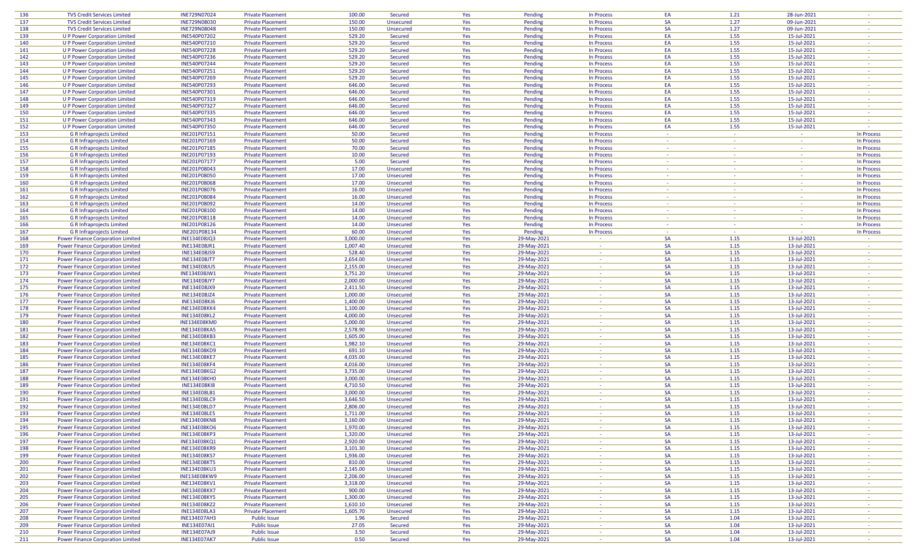| | | | | | | | | | | | | |
|---|---|---|---|---|---|---|---|---|---|---|---|---|
| 136 | TVS Credit Services Limited | INE729N07024 | Private Placement | 100.00 | Secured | Yes | Pending | In Process | EA | 1.21 | 28-Jun-2021 | - |
| 137 | TVS Credit Services Limited | INE729N08030 | Private Placement | 150.00 | Unsecured | Yes | Pending | In Process | SA | 1.27 | 09-Jun-2021 | - |
| 138 | TVS Credit Services Limited | INE729N08048 | Private Placement | 150.00 | Unsecured | Yes | Pending | In Process | SA | 1.27 | 09-Jun-2021 | - |
| 139 | U P Power Corporation Limited | INE540P07202 | Private Placement | 529.20 | Secured | Yes | Pending | In Process | EA | 1.55 | 15-Jul-2021 | - |
| 140 | U P Power Corporation Limited | INE540P07210 | Private Placement | 529.20 | Secured | Yes | Pending | In Process | EA | 1.55 | 15-Jul-2021 | - |
| 141 | U P Power Corporation Limited | INE540P07228 | Private Placement | 529.20 | Secured | Yes | Pending | In Process | EA | 1.55 | 15-Jul-2021 | - |
| 142 | U P Power Corporation Limited | INE540P07236 | Private Placement | 529.20 | Secured | Yes | Pending | In Process | EA | 1.55 | 15-Jul-2021 | - |
| 143 | U P Power Corporation Limited | INE540P07244 | Private Placement | 529.20 | Secured | Yes | Pending | In Process | EA | 1.55 | 15-Jul-2021 | - |
| 144 | U P Power Corporation Limited | INE540P07251 | Private Placement | 529.20 | Secured | Yes | Pending | In Process | EA | 1.55 | 15-Jul-2021 | - |
| 145 | U P Power Corporation Limited | INE540P07269 | Private Placement | 529.20 | Secured | Yes | Pending | In Process | EA | 1.55 | 15-Jul-2021 | - |
| 146 | U P Power Corporation Limited | INE540P07293 | Private Placement | 646.00 | Secured | Yes | Pending | In Process | EA | 1.55 | 15-Jul-2021 | - |
| 147 | U P Power Corporation Limited | INE540P07301 | Private Placement | 646.00 | Secured | Yes | Pending | In Process | EA | 1.55 | 15-Jul-2021 | - |
| 148 | U P Power Corporation Limited | INE540P07319 | Private Placement | 646.00 | Secured | Yes | Pending | In Process | EA | 1.55 | 15-Jul-2021 | - |
| 149 | U P Power Corporation Limited | INE540P07327 | Private Placement | 646.00 | Secured | Yes | Pending | In Process | EA | 1.55 | 15-Jul-2021 | - |
| 150 | U P Power Corporation Limited | INE540P07335 | Private Placement | 646.00 | Secured | Yes | Pending | In Process | EA | 1.55 | 15-Jul-2021 | - |
| 151 | U P Power Corporation Limited | INE540P07343 | Private Placement | 646.00 | Secured | Yes | Pending | In Process | EA | 1.55 | 15-Jul-2021 | - |
| 152 | U P Power Corporation Limited | INE540P07350 | Private Placement | 646.00 | Secured | Yes | Pending | In Process | EA | 1.55 | 15-Jul-2021 | - |
| 153 | G R Infraprojects Limited | INE201P07151 | Private Placement | 50.00 | Secured | Yes | Pending | In Process | - | - | - | In Process |
| 154 | G R Infraprojects Limited | INE201P07169 | Private Placement | 50.00 | Secured | Yes | Pending | In Process | - | - | - | In Process |
| 155 | G R Infraprojects Limited | INE201P07185 | Private Placement | 70.00 | Secured | Yes | Pending | In Process | - | - | - | In Process |
| 156 | G R Infraprojects Limited | INE201P07193 | Private Placement | 10.00 | Secured | Yes | Pending | In Process | - | - | - | In Process |
| 157 | G R Infraprojects Limited | INE201P07177 | Private Placement | 5.00 | Secured | Yes | Pending | In Process | - | - | - | In Process |
| 158 | G R Infraprojects Limited | INE201P08043 | Private Placement | 17.00 | Unsecured | Yes | Pending | In Process | - | - | - | In Process |
| 159 | G R Infraprojects Limited | INE201P08050 | Private Placement | 17.00 | Unsecured | Yes | Pending | In Process | - | - | - | In Process |
| 160 | G R Infraprojects Limited | INE201P08068 | Private Placement | 17.00 | Unsecured | Yes | Pending | In Process | - | - | - | In Process |
| 161 | G R Infraprojects Limited | INE201P08076 | Private Placement | 16.00 | Unsecured | Yes | Pending | In Process | - | - | - | In Process |
| 162 | G R Infraprojects Limited | INE201P08084 | Private Placement | 16.00 | Unsecured | Yes | Pending | In Process | - | - | - | In Process |
| 163 | G R Infraprojects Limited | INE201P08092 | Private Placement | 14.00 | Unsecured | Yes | Pending | In Process | - | - | - | In Process |
| 164 | G R Infraprojects Limited | INE201P08100 | Private Placement | 14.00 | Unsecured | Yes | Pending | In Process | - | - | - | In Process |
| 165 | G R Infraprojects Limited | INE201P08118 | Private Placement | 14.00 | Unsecured | Yes | Pending | In Process | - | - | - | In Process |
| 166 | G R Infraprojects Limited | INE201P08126 | Private Placement | 14.00 | Unsecured | Yes | Pending | In Process | - | - | - | In Process |
| 167 | G R Infraprojects Limited | INE201P08134 | Private Placement | 60.00 | Unsecured | Yes | Pending | In Process | - | - | - | In Process |
| 168 | Power Finance Corporation Limited | INE134E08JQ3 | Private Placement | 3,000.00 | Unsecured | Yes | 29-May-2021 | - | SA | 1.15 | 13-Jul-2021 | - |
| 169 | Power Finance Corporation Limited | INE134E08JR1 | Private Placement | 1,007.40 | Unsecured | Yes | 29-May-2021 | - | SA | 1.15 | 13-Jul-2021 | - |
| 170 | Power Finance Corporation Limited | INE134E08JS9 | Private Placement | 528.40 | Unsecured | Yes | 29-May-2021 | - | SA | 1.15 | 13-Jul-2021 | - |
| 171 | Power Finance Corporation Limited | INE134E08JT7 | Private Placement | 2,654.00 | Unsecured | Yes | 29-May-2021 | - | SA | 1.15 | 13-Jul-2021 | - |
| 172 | Power Finance Corporation Limited | INE134E08JU5 | Private Placement | 2,155.00 | Unsecured | Yes | 29-May-2021 | - | SA | 1.15 | 13-Jul-2021 | - |
| 173 | Power Finance Corporation Limited | INE134E08JW1 | Private Placement | 3,751.20 | Unsecured | Yes | 29-May-2021 | - | SA | 1.15 | 13-Jul-2021 | - |
| 174 | Power Finance Corporation Limited | INE134E08JY7 | Private Placement | 2,000.00 | Unsecured | Yes | 29-May-2021 | - | SA | 1.15 | 13-Jul-2021 | - |
| 175 | Power Finance Corporation Limited | INE134E08JX9 | Private Placement | 2,411.50 | Unsecured | Yes | 29-May-2021 | - | SA | 1.15 | 13-Jul-2021 | - |
| 176 | Power Finance Corporation Limited | INE134E08JZ4 | Private Placement | 1,000.00 | Unsecured | Yes | 29-May-2021 | - | SA | 1.15 | 13-Jul-2021 | - |
| 177 | Power Finance Corporation Limited | INE134E08KJ6 | Private Placement | 1,400.00 | Unsecured | Yes | 29-May-2021 | - | SA | 1.15 | 13-Jul-2021 | - |
| 178 | Power Finance Corporation Limited | INE134E08KK4 | Private Placement | 1,100.00 | Unsecured | Yes | 29-May-2021 | - | SA | 1.15 | 13-Jul-2021 | - |
| 179 | Power Finance Corporation Limited | INE134E08KL2 | Private Placement | 4,000.00 | Unsecured | Yes | 29-May-2021 | - | SA | 1.15 | 13-Jul-2021 | - |
| 180 | Power Finance Corporation Limited | INE134E08KM0 | Private Placement | 5,000.00 | Unsecured | Yes | 29-May-2021 | - | SA | 1.15 | 13-Jul-2021 | - |
| 181 | Power Finance Corporation Limited | INE134E08KA5 | Private Placement | 2,578.90 | Unsecured | Yes | 29-May-2021 | - | SA | 1.15 | 13-Jul-2021 | - |
| 182 | Power Finance Corporation Limited | INE134E08KB3 | Private Placement | 1,605.00 | Unsecured | Yes | 29-May-2021 | - | SA | 1.15 | 13-Jul-2021 | - |
| 183 | Power Finance Corporation Limited | INE134E08KC1 | Private Placement | 1,982.10 | Unsecured | Yes | 29-May-2021 | - | SA | 1.15 | 13-Jul-2021 | - |
| 184 | Power Finance Corporation Limited | INE134E08KD9 | Private Placement | 691.10 | Unsecured | Yes | 29-May-2021 | - | SA | 1.15 | 13-Jul-2021 | - |
| 185 | Power Finance Corporation Limited | INE134E08KE7 | Private Placement | 4,035.00 | Unsecured | Yes | 29-May-2021 | - | SA | 1.15 | 13-Jul-2021 | - |
| 186 | Power Finance Corporation Limited | INE134E08KF4 | Private Placement | 4,016.00 | Unsecured | Yes | 29-May-2021 | - | SA | 1.15 | 13-Jul-2021 | - |
| 187 | Power Finance Corporation Limited | INE134E08KG2 | Private Placement | 3,735.00 | Unsecured | Yes | 29-May-2021 | - | SA | 1.15 | 13-Jul-2021 | - |
| 188 | Power Finance Corporation Limited | INE134E08KH0 | Private Placement | 3,000.00 | Unsecured | Yes | 29-May-2021 | - | SA | 1.15 | 13-Jul-2021 | - |
| 189 | Power Finance Corporation Limited | INE134E08KI8 | Private Placement | 4,710.50 | Unsecured | Yes | 29-May-2021 | - | SA | 1.15 | 13-Jul-2021 | - |
| 190 | Power Finance Corporation Limited | INE134E08LB1 | Private Placement | 3,000.00 | Unsecured | Yes | 29-May-2021 | - | SA | 1.15 | 13-Jul-2021 | - |
| 191 | Power Finance Corporation Limited | INE134E08LC9 | Private Placement | 3,646.50 | Unsecured | Yes | 29-May-2021 | - | SA | 1.15 | 13-Jul-2021 | - |
| 192 | Power Finance Corporation Limited | INE134E08LD7 | Private Placement | 2,806.00 | Unsecured | Yes | 29-May-2021 | - | SA | 1.15 | 13-Jul-2021 | - |
| 193 | Power Finance Corporation Limited | INE134E08LE5 | Private Placement | 1,711.00 | Unsecured | Yes | 29-May-2021 | - | SA | 1.15 | 13-Jul-2021 | - |
| 194 | Power Finance Corporation Limited | INE134E08KN8 | Private Placement | 3,160.00 | Unsecured | Yes | 29-May-2021 | - | SA | 1.15 | 13-Jul-2021 | - |
| 195 | Power Finance Corporation Limited | INE134E08KO6 | Private Placement | 1,970.00 | Unsecured | Yes | 29-May-2021 | - | SA | 1.15 | 13-Jul-2021 | - |
| 196 | Power Finance Corporation Limited | INE134E08KP3 | Private Placement | 1,320.00 | Unsecured | Yes | 29-May-2021 | - | SA | 1.15 | 13-Jul-2021 | - |
| 197 | Power Finance Corporation Limited | INE134E08KQ1 | Private Placement | 2,920.00 | Unsecured | Yes | 29-May-2021 | - | SA | 1.15 | 13-Jul-2021 | - |
| 198 | Power Finance Corporation Limited | INE134E08KR9 | Private Placement | 3,101.30 | Unsecured | Yes | 29-May-2021 | - | SA | 1.15 | 13-Jul-2021 | - |
| 199 | Power Finance Corporation Limited | INE134E08KS7 | Private Placement | 1,936.00 | Unsecured | Yes | 29-May-2021 | - | SA | 1.15 | 13-Jul-2021 | - |
| 200 | Power Finance Corporation Limited | INE134E08KT5 | Private Placement | 810.00 | Unsecured | Yes | 29-May-2021 | - | SA | 1.15 | 13-Jul-2021 | - |
| 201 | Power Finance Corporation Limited | INE134E08KU3 | Private Placement | 2,145.00 | Unsecured | Yes | 29-May-2021 | - | SA | 1.15 | 13-Jul-2021 | - |
| 202 | Power Finance Corporation Limited | INE134E08KW9 | Private Placement | 2,206.00 | Unsecured | Yes | 29-May-2021 | - | SA | 1.15 | 13-Jul-2021 | - |
| 203 | Power Finance Corporation Limited | INE134E08KV1 | Private Placement | 3,318.00 | Unsecured | Yes | 29-May-2021 | - | SA | 1.15 | 13-Jul-2021 | - |
| 204 | Power Finance Corporation Limited | INE134E08KX7 | Private Placement | 900.00 | Unsecured | Yes | 29-May-2021 | - | SA | 1.15 | 13-Jul-2021 | - |
| 205 | Power Finance Corporation Limited | INE134E08KY5 | Private Placement | 1,300.00 | Unsecured | Yes | 29-May-2021 | - | SA | 1.15 | 13-Jul-2021 | - |
| 206 | Power Finance Corporation Limited | INE134E08KZ2 | Private Placement | 1,610.00 | Unsecured | Yes | 29-May-2021 | - | SA | 1.15 | 13-Jul-2021 | - |
| 207 | Power Finance Corporation Limited | INE134E08LA3 | Private Placement | 1,605.70 | Unsecured | Yes | 29-May-2021 | - | SA | 1.15 | 13-Jul-2021 | - |
| 208 | Power Finance Corporation Limited | INE134E07AH3 | Public Issue | 1.96 | Secured | Yes | 29-May-2021 | - | SA | 1.04 | 13-Jul-2021 | - |
| 209 | Power Finance Corporation Limited | INE134E07AI1 | Public Issue | 27.05 | Secured | Yes | 29-May-2021 | - | SA | 1.04 | 13-Jul-2021 | - |
| 210 | Power Finance Corporation Limited | INE134E07AJ9 | Public Issue | 3.50 | Secured | Yes | 29-May-2021 | - | SA | 1.04 | 13-Jul-2021 | - |
| 211 | Power Finance Corporation Limited | INE134E07AK7 | Public Issue | 0.50 | Secured | Yes | 29-May-2021 | - | SA | 1.04 | 13-Jul-2021 | - |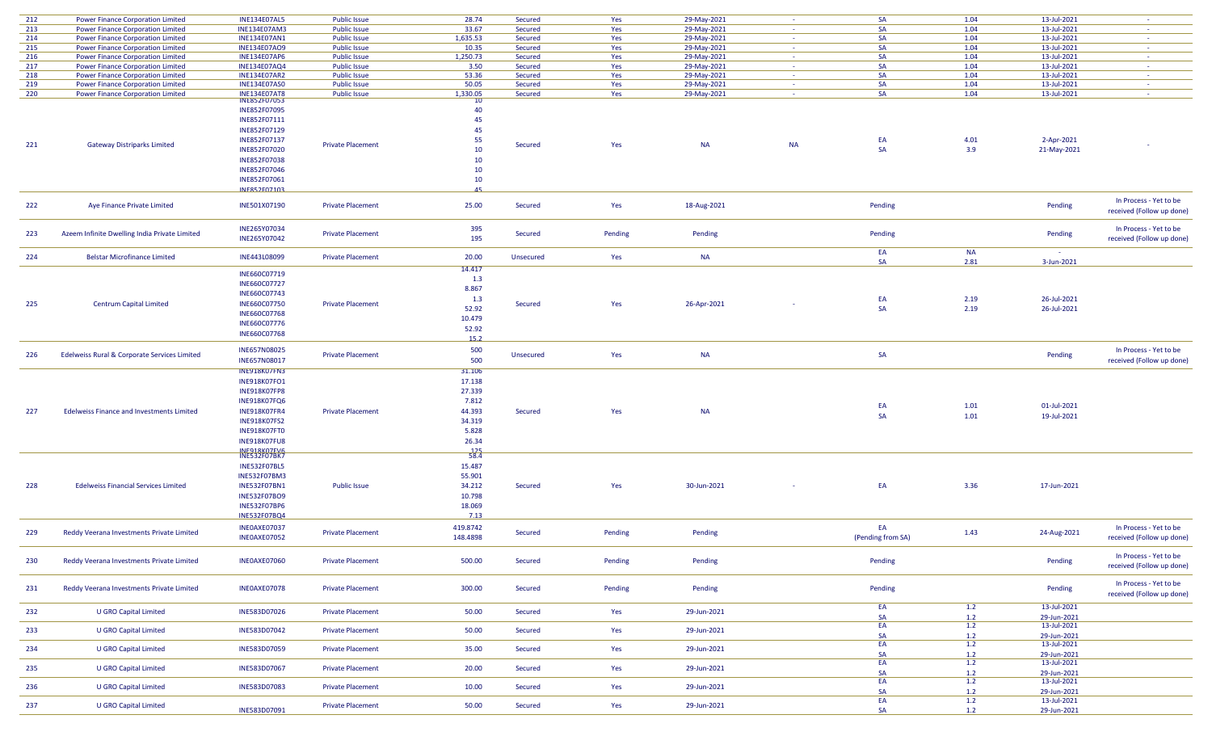| | | | | | | | | | | | | |
|---|---|---|---|---|---|---|---|---|---|---|---|---|
| 212 | Power Finance Corporation Limited | INE134E07AL5 | Public Issue | 28.74 | Secured | Yes | 29-May-2021 | - | SA | 1.04 | 13-Jul-2021 | - |
| 213 | Power Finance Corporation Limited | INE134E07AM3 | Public Issue | 33.67 | Secured | Yes | 29-May-2021 | - | SA | 1.04 | 13-Jul-2021 | - |
| 214 | Power Finance Corporation Limited | INE134E07AN1 | Public Issue | 1,635.53 | Secured | Yes | 29-May-2021 | - | SA | 1.04 | 13-Jul-2021 | - |
| 215 | Power Finance Corporation Limited | INE134E07AO9 | Public Issue | 10.35 | Secured | Yes | 29-May-2021 | - | SA | 1.04 | 13-Jul-2021 | - |
| 216 | Power Finance Corporation Limited | INE134E07AP6 | Public Issue | 1,250.73 | Secured | Yes | 29-May-2021 | - | SA | 1.04 | 13-Jul-2021 | - |
| 217 | Power Finance Corporation Limited | INE134E07AQ4 | Public Issue | 3.50 | Secured | Yes | 29-May-2021 | - | SA | 1.04 | 13-Jul-2021 | - |
| 218 | Power Finance Corporation Limited | INE134E07AR2 | Public Issue | 53.36 | Secured | Yes | 29-May-2021 | - | SA | 1.04 | 13-Jul-2021 | - |
| 219 | Power Finance Corporation Limited | INE134E07AS0 | Public Issue | 50.05 | Secured | Yes | 29-May-2021 | - | SA | 1.04 | 13-Jul-2021 | - |
| 220 | Power Finance Corporation Limited | INE134E07AT8 | Public Issue | 1,330.05 | Secured | Yes | 29-May-2021 | - | SA | 1.04 | 13-Jul-2021 | - |
| 221 | Gateway Distriparks Limited | INE852F07053<br>INE852F07095<br>INE852F07111<br>INE852F07129<br>INE852F07137<br>INE852F07020<br>INE852F07038<br>INE852F07046<br>INE852F07061<br>INE852F07103 | Private Placement | 10<br>40<br>45<br>45<br>55<br>10<br>10<br>10<br>10<br>45 | Secured | Yes | NA | NA | EA<br>SA | 4.01<br>3.9 | 2-Apr-2021<br>21-May-2021 | - |
| 222 | Aye Finance Private Limited | INE501X07190 | Private Placement | 25.00 | Secured | Yes | 18-Aug-2021 | | Pending | | Pending | In Process - Yet to be received (Follow up done) |
| 223 | Azeem Infinite Dwelling India Private Limited | INE265Y07034<br>INE265Y07042 | Private Placement | 395<br>195 | Secured | Pending | Pending | | Pending | | Pending | In Process - Yet to be received (Follow up done) |
| 224 | Belstar Microfinance Limited | INE443L08099 | Private Placement | 20.00 | Unsecured | Yes | NA | | EA<br>SA | NA<br>2.81 | -<br>3-Jun-2021 | |
| 225 | Centrum Capital Limited | INE660C07719<br>INE660C07727<br>INE660C07743<br>INE660C07750<br>INE660C07768<br>INE660C07776<br>INE660C07768 | Private Placement | 14.417<br>1.3<br>8.867<br>1.3<br>52.92<br>10.479<br>52.92<br>15.2 | Secured | Yes | 26-Apr-2021 | - | EA<br>SA | 2.19<br>2.19 | 26-Jul-2021<br>26-Jul-2021 | |
| 226 | Edelweiss Rural & Corporate Services Limited | INE657N08025<br>INE657N08017 | Private Placement | 500<br>500 | Unsecured | Yes | NA | | SA | | Pending | In Process - Yet to be received (Follow up done) |
| 227 | Edelweiss Finance and Investments Limited | INE918K07FN3<br>INE918K07FO1<br>INE918K07FP8<br>INE918K07FQ6<br>INE918K07FR4<br>INE918K07FS2<br>INE918K07FT0<br>INE918K07FU8<br>INE918K07FV6 | Private Placement | 31.106<br>17.138<br>27.339<br>7.812<br>44.393<br>34.319<br>5.828<br>26.34<br>125 | Secured | Yes | NA | | EA<br>SA | 1.01<br>1.01 | 01-Jul-2021<br>19-Jul-2021 | |
| 228 | Edelweiss Financial Services Limited | INE532F07BK7<br>INE532F07BL5<br>INE532F07BM3<br>INE532F07BN1<br>INE532F07BO9<br>INE532F07BP6<br>INE532F07BQ4 | Public Issue | 58.4<br>15.487<br>55.901<br>34.212<br>10.798<br>18.069<br>7.13 | Secured | Yes | 30-Jun-2021 | - | EA | 3.36 | 17-Jun-2021 | |
| 229 | Reddy Veerana Investments Private Limited | INE0AXE07037<br>INE0AXE07052 | Private Placement | 419.8742<br>148.4898 | Secured | Pending | Pending | | EA<br>(Pending from SA) | 1.43 | 24-Aug-2021 | In Process - Yet to be received (Follow up done) |
| 230 | Reddy Veerana Investments Private Limited | INE0AXE07060 | Private Placement | 500.00 | Secured | Pending | Pending | | Pending | | Pending | In Process - Yet to be received (Follow up done) |
| 231 | Reddy Veerana Investments Private Limited | INE0AXE07078 | Private Placement | 300.00 | Secured | Pending | Pending | | Pending | | Pending | In Process - Yet to be received (Follow up done) |
| 232 | U GRO Capital Limited | INE583D07026 | Private Placement | 50.00 | Secured | Yes | 29-Jun-2021 | | EA<br>SA | 1.2<br>1.2 | 13-Jul-2021<br>29-Jun-2021 | |
| 233 | U GRO Capital Limited | INE583D07042 | Private Placement | 50.00 | Secured | Yes | 29-Jun-2021 | | EA<br>SA | 1.2<br>1.2 | 13-Jul-2021<br>29-Jun-2021 | |
| 234 | U GRO Capital Limited | INE583D07059 | Private Placement | 35.00 | Secured | Yes | 29-Jun-2021 | | EA<br>SA | 1.2<br>1.2 | 13-Jul-2021<br>29-Jun-2021 | |
| 235 | U GRO Capital Limited | INE583D07067 | Private Placement | 20.00 | Secured | Yes | 29-Jun-2021 | | EA<br>SA | 1.2<br>1.2 | 13-Jul-2021<br>29-Jun-2021 | |
| 236 | U GRO Capital Limited | INE583D07083 | Private Placement | 10.00 | Secured | Yes | 29-Jun-2021 | | EA<br>SA | 1.2<br>1.2 | 13-Jul-2021<br>29-Jun-2021 | |
| 237 | U GRO Capital Limited | INE583D07091 | Private Placement | 50.00 | Secured | Yes | 29-Jun-2021 | | EA<br>SA | 1.2<br>1.2 | 13-Jul-2021<br>29-Jun-2021 | |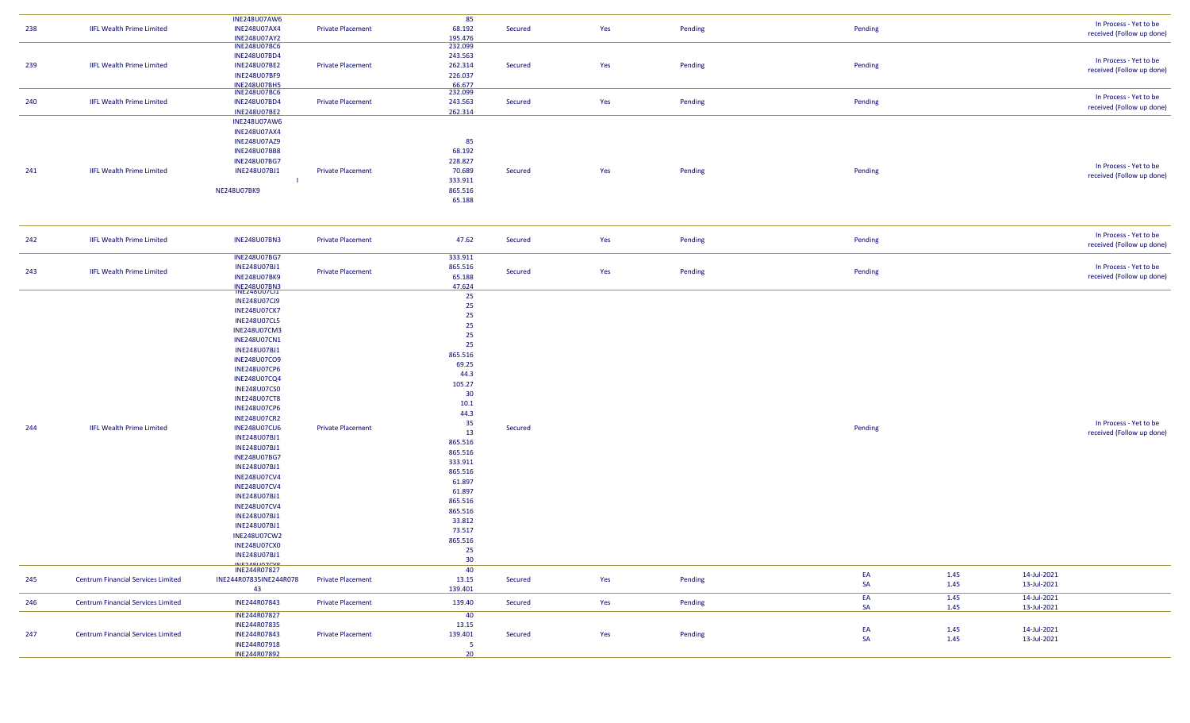| | | | | | | | | | | | | |
|---|---|---|---|---|---|---|---|---|---|---|---|---|
| 238 | IIFL Wealth Prime Limited | INE248U07AW6<br>INE248U07AX4<br>INE248U07AY2 | Private Placement | 85<br>68.192<br>195.476 | Secured | Yes | Pending | Pending | | | | In Process - Yet to be received (Follow up done) |
| 239 | IIFL Wealth Prime Limited | INE248U07BC6<br>INE248U07BD4<br>INE248U07BE2<br>INE248U07BF9<br>INE248U07BH5 | Private Placement | 232.099<br>243.563<br>262.314<br>226.037<br>66.677 | Secured | Yes | Pending | Pending | | | | In Process - Yet to be received (Follow up done) |
| 240 | IIFL Wealth Prime Limited | INE248U07BC6<br>INE248U07BD4<br>INE248U07BE2 | Private Placement | 232.099<br>243.563<br>262.314 | Secured | Yes | Pending | Pending | | | | In Process - Yet to be received (Follow up done) |
| 241 | IIFL Wealth Prime Limited | INE248U07AW6<br>INE248U07AX4<br>INE248U07AZ9<br>INE248U07BB8<br>INE248U07BG7<br>INE248U07BJ1<br>I<br>NE248U07BK9 | Private Placement | 85<br>68.192<br>228.827<br>70.689<br>333.911<br>865.516<br>65.188 | Secured | Yes | Pending | Pending | | | | In Process - Yet to be received (Follow up done) |
| 242 | IIFL Wealth Prime Limited | INE248U07BN3 | Private Placement | 47.62 | Secured | Yes | Pending | Pending | | | | In Process - Yet to be received (Follow up done) |
| 243 | IIFL Wealth Prime Limited | INE248U07BG7<br>INE248U07BJ1<br>INE248U07BK9<br>INE248U07BN3 | Private Placement | 333.911<br>865.516<br>65.188<br>47.624 | Secured | Yes | Pending | Pending | | | | In Process - Yet to be received (Follow up done) |
| 244 | IIFL Wealth Prime Limited | INE248U07CI1<br>INE248U07CJ9<br>INE248U07CK7<br>INE248U07CL5<br>INE248U07CM3<br>INE248U07CN1<br>INE248U07BJ1<br>INE248U07CO9<br>INE248U07CP6<br>INE248U07CQ4<br>INE248U07CS0<br>INE248U07CT8<br>INE248U07CP6<br>INE248U07CR2<br>INE248U07CU6<br>INE248U07BJ1<br>INE248U07BJ1<br>INE248U07BG7<br>INE248U07BJ1<br>INE248U07CV4<br>INE248U07CV4<br>INE248U07BJ1<br>INE248U07CV4<br>INE248U07BJ1<br>INE248U07BJ1<br>INE248U07CW2<br>INE248U07CX0<br>INE248U07BJ1<br>INE248U07CY8 | Private Placement | 25<br>25<br>25<br>25<br>25<br>25<br>865.516<br>69.25<br>44.3<br>105.27<br>30<br>10.1<br>44.3<br>35<br>13<br>865.516<br>865.516<br>333.911<br>865.516<br>61.897<br>61.897<br>865.516<br>865.516<br>33.812<br>73.517<br>865.516<br>25<br>30 | Secured | | | Pending | | | | In Process - Yet to be received (Follow up done) |
| 245 | Centrum Financial Services Limited | INE244R07827<br>INE244R07835INE244R078<br>43 | Private Placement | 40<br>13.15<br>139.401 | Secured | Yes | Pending | EA<br>SA | 1.45<br>1.45 | 14-Jul-2021<br>13-Jul-2021 | | |
| 246 | Centrum Financial Services Limited | INE244R07843 | Private Placement | 139.40 | Secured | Yes | Pending | EA<br>SA | 1.45<br>1.45 | 14-Jul-2021<br>13-Jul-2021 | | |
| 247 | Centrum Financial Services Limited | INE244R07827<br>INE244R07835<br>INE244R07843<br>INE244R07918<br>INE244R07892 | Private Placement | 40<br>13.15<br>139.401<br>5<br>20 | Secured | Yes | Pending | EA<br>SA | 1.45<br>1.45 | 14-Jul-2021<br>13-Jul-2021 | | |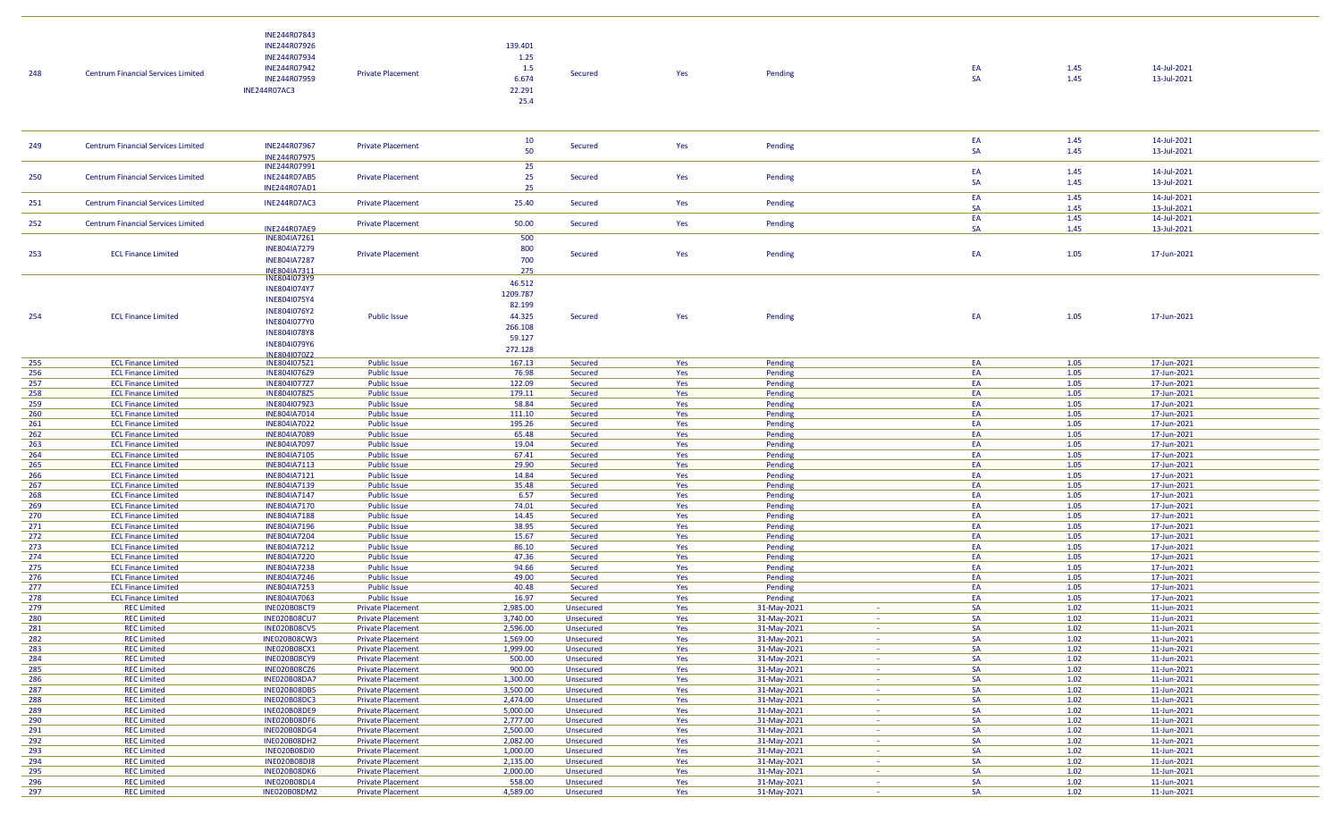| | | | | | | | | | | | |
|---|---|---|---|---|---|---|---|---|---|---|---|
| 248 | Centrum Financial Services Limited | INE244R07843 INE244R07926 INE244R07934 INE244R07942 INE244R07959 INE244R07AC3 | Private Placement | 139.401 1.25 1.5 6.674 22.291 25.4 | Secured | Yes | Pending | | EA SA | 1.45 1.45 | 14-Jul-2021 13-Jul-2021 |
| 249 | Centrum Financial Services Limited | INE244R07967 INE244R07975 | Private Placement | 10 50 | Secured | Yes | Pending | | EA SA | 1.45 1.45 | 14-Jul-2021 13-Jul-2021 |
| 250 | Centrum Financial Services Limited | INE244R07991 INE244R07AB5 INE244R07AD1 | Private Placement | 25 25 25 | Secured | Yes | Pending | | EA SA | 1.45 1.45 | 14-Jul-2021 13-Jul-2021 |
| 251 | Centrum Financial Services Limited | INE244R07AC3 | Private Placement | 25.40 | Secured | Yes | Pending | | EA SA | 1.45 1.45 | 14-Jul-2021 13-Jul-2021 |
| 252 | Centrum Financial Services Limited | INE244R07AE9 | Private Placement | 50.00 | Secured | Yes | Pending | | EA SA | 1.45 1.45 | 14-Jul-2021 13-Jul-2021 |
| 253 | ECL Finance Limited | INE804IA7261 INE804IA7279 INE804IA7287 INE804IA7311 | Private Placement | 500 800 700 275 | Secured | Yes | Pending | | EA | 1.05 | 17-Jun-2021 |
| 254 | ECL Finance Limited | INE804I073Y9 INE804I074Y7 INE804I075Y4 INE804I076Y2 INE804I077Y0 INE804I078Y8 INE804I079Y6 INE804I070Z2 | Public Issue | 46.512 1209.787 82.199 44.325 266.108 59.127 272.128 | Secured | Yes | Pending | | EA | 1.05 | 17-Jun-2021 |
| 255 | ECL Finance Limited | INE804I075Z1 | Public Issue | 167.13 | Secured | Yes | Pending | | EA | 1.05 | 17-Jun-2021 |
| 256 | ECL Finance Limited | INE804I076Z9 | Public Issue | 76.98 | Secured | Yes | Pending | | EA | 1.05 | 17-Jun-2021 |
| 257 | ECL Finance Limited | INE804I077Z7 | Public Issue | 122.09 | Secured | Yes | Pending | | EA | 1.05 | 17-Jun-2021 |
| 258 | ECL Finance Limited | INE804I078Z5 | Public Issue | 179.11 | Secured | Yes | Pending | | EA | 1.05 | 17-Jun-2021 |
| 259 | ECL Finance Limited | INE804I079Z3 | Public Issue | 58.84 | Secured | Yes | Pending | | EA | 1.05 | 17-Jun-2021 |
| 260 | ECL Finance Limited | INE804IA7014 | Public Issue | 111.10 | Secured | Yes | Pending | | EA | 1.05 | 17-Jun-2021 |
| 261 | ECL Finance Limited | INE804IA7022 | Public Issue | 195.26 | Secured | Yes | Pending | | EA | 1.05 | 17-Jun-2021 |
| 262 | ECL Finance Limited | INE804IA7089 | Public Issue | 65.48 | Secured | Yes | Pending | | EA | 1.05 | 17-Jun-2021 |
| 263 | ECL Finance Limited | INE804IA7097 | Public Issue | 19.04 | Secured | Yes | Pending | | EA | 1.05 | 17-Jun-2021 |
| 264 | ECL Finance Limited | INE804IA7105 | Public Issue | 67.41 | Secured | Yes | Pending | | EA | 1.05 | 17-Jun-2021 |
| 265 | ECL Finance Limited | INE804IA7113 | Public Issue | 29.90 | Secured | Yes | Pending | | EA | 1.05 | 17-Jun-2021 |
| 266 | ECL Finance Limited | INE804IA7121 | Public Issue | 14.84 | Secured | Yes | Pending | | EA | 1.05 | 17-Jun-2021 |
| 267 | ECL Finance Limited | INE804IA7139 | Public Issue | 35.48 | Secured | Yes | Pending | | EA | 1.05 | 17-Jun-2021 |
| 268 | ECL Finance Limited | INE804IA7147 | Public Issue | 6.57 | Secured | Yes | Pending | | EA | 1.05 | 17-Jun-2021 |
| 269 | ECL Finance Limited | INE804IA7170 | Public Issue | 74.01 | Secured | Yes | Pending | | EA | 1.05 | 17-Jun-2021 |
| 270 | ECL Finance Limited | INE804IA7188 | Public Issue | 14.45 | Secured | Yes | Pending | | EA | 1.05 | 17-Jun-2021 |
| 271 | ECL Finance Limited | INE804IA7196 | Public Issue | 38.95 | Secured | Yes | Pending | | EA | 1.05 | 17-Jun-2021 |
| 272 | ECL Finance Limited | INE804IA7204 | Public Issue | 15.67 | Secured | Yes | Pending | | EA | 1.05 | 17-Jun-2021 |
| 273 | ECL Finance Limited | INE804IA7212 | Public Issue | 86.10 | Secured | Yes | Pending | | EA | 1.05 | 17-Jun-2021 |
| 274 | ECL Finance Limited | INE804IA7220 | Public Issue | 47.36 | Secured | Yes | Pending | | EA | 1.05 | 17-Jun-2021 |
| 275 | ECL Finance Limited | INE804IA7238 | Public Issue | 94.66 | Secured | Yes | Pending | | EA | 1.05 | 17-Jun-2021 |
| 276 | ECL Finance Limited | INE804IA7246 | Public Issue | 49.00 | Secured | Yes | Pending | | EA | 1.05 | 17-Jun-2021 |
| 277 | ECL Finance Limited | INE804IA7253 | Public Issue | 40.48 | Secured | Yes | Pending | | EA | 1.05 | 17-Jun-2021 |
| 278 | ECL Finance Limited | INE804IA7063 | Public Issue | 16.97 | Secured | Yes | Pending | | EA | 1.05 | 17-Jun-2021 |
| 279 | REC Limited | INE020B08CT9 | Private Placement | 2,985.00 | Unsecured | Yes | 31-May-2021 | - | SA | 1.02 | 11-Jun-2021 |
| 280 | REC Limited | INE020B08CU7 | Private Placement | 3,740.00 | Unsecured | Yes | 31-May-2021 | - | SA | 1.02 | 11-Jun-2021 |
| 281 | REC Limited | INE020B08CV5 | Private Placement | 2,596.00 | Unsecured | Yes | 31-May-2021 | - | SA | 1.02 | 11-Jun-2021 |
| 282 | REC Limited | INE020B08CW3 | Private Placement | 1,569.00 | Unsecured | Yes | 31-May-2021 | - | SA | 1.02 | 11-Jun-2021 |
| 283 | REC Limited | INE020B08CX1 | Private Placement | 1,999.00 | Unsecured | Yes | 31-May-2021 | - | SA | 1.02 | 11-Jun-2021 |
| 284 | REC Limited | INE020B08CY9 | Private Placement | 500.00 | Unsecured | Yes | 31-May-2021 | - | SA | 1.02 | 11-Jun-2021 |
| 285 | REC Limited | INE020B08CZ6 | Private Placement | 900.00 | Unsecured | Yes | 31-May-2021 | - | SA | 1.02 | 11-Jun-2021 |
| 286 | REC Limited | INE020B08DA7 | Private Placement | 1,300.00 | Unsecured | Yes | 31-May-2021 | - | SA | 1.02 | 11-Jun-2021 |
| 287 | REC Limited | INE020B08DB5 | Private Placement | 3,500.00 | Unsecured | Yes | 31-May-2021 | - | SA | 1.02 | 11-Jun-2021 |
| 288 | REC Limited | INE020B08DC3 | Private Placement | 2,474.00 | Unsecured | Yes | 31-May-2021 | - | SA | 1.02 | 11-Jun-2021 |
| 289 | REC Limited | INE020B08DE9 | Private Placement | 5,000.00 | Unsecured | Yes | 31-May-2021 | - | SA | 1.02 | 11-Jun-2021 |
| 290 | REC Limited | INE020B08DF6 | Private Placement | 2,777.00 | Unsecured | Yes | 31-May-2021 | - | SA | 1.02 | 11-Jun-2021 |
| 291 | REC Limited | INE020B08DG4 | Private Placement | 2,500.00 | Unsecured | Yes | 31-May-2021 | - | SA | 1.02 | 11-Jun-2021 |
| 292 | REC Limited | INE020B08DH2 | Private Placement | 2,082.00 | Unsecured | Yes | 31-May-2021 | - | SA | 1.02 | 11-Jun-2021 |
| 293 | REC Limited | INE020B08DI0 | Private Placement | 1,000.00 | Unsecured | Yes | 31-May-2021 | - | SA | 1.02 | 11-Jun-2021 |
| 294 | REC Limited | INE020B08DJ8 | Private Placement | 2,135.00 | Unsecured | Yes | 31-May-2021 | - | SA | 1.02 | 11-Jun-2021 |
| 295 | REC Limited | INE020B08DK6 | Private Placement | 2,000.00 | Unsecured | Yes | 31-May-2021 | - | SA | 1.02 | 11-Jun-2021 |
| 296 | REC Limited | INE020B08DL4 | Private Placement | 558.00 | Unsecured | Yes | 31-May-2021 | - | SA | 1.02 | 11-Jun-2021 |
| 297 | REC Limited | INE020B08DM2 | Private Placement | 4,589.00 | Unsecured | Yes | 31-May-2021 | - | SA | 1.02 | 11-Jun-2021 |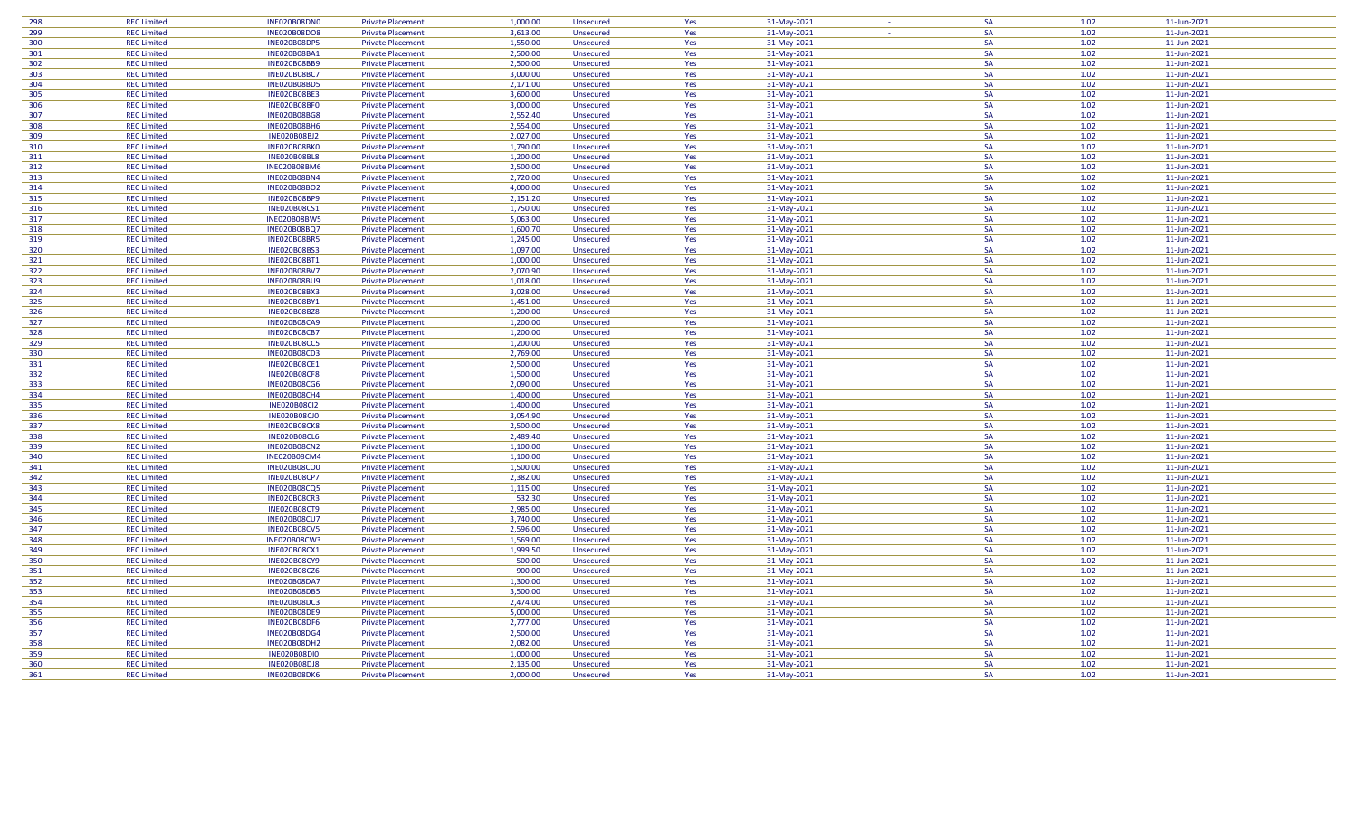| | | | | | | | | | | | |
|---|---|---|---|---|---|---|---|---|---|---|---|
| 298 | REC Limited | INE020B08DN0 | Private Placement | 1,000.00 | Unsecured | Yes | 31-May-2021 | - | SA | 1.02 | 11-Jun-2021 |
| 299 | REC Limited | INE020B08DO8 | Private Placement | 3,613.00 | Unsecured | Yes | 31-May-2021 | - | SA | 1.02 | 11-Jun-2021 |
| 300 | REC Limited | INE020B08DP5 | Private Placement | 1,550.00 | Unsecured | Yes | 31-May-2021 | - | SA | 1.02 | 11-Jun-2021 |
| 301 | REC Limited | INE020B08BA1 | Private Placement | 2,500.00 | Unsecured | Yes | 31-May-2021 | | SA | 1.02 | 11-Jun-2021 |
| 302 | REC Limited | INE020B08BB9 | Private Placement | 2,500.00 | Unsecured | Yes | 31-May-2021 | | SA | 1.02 | 11-Jun-2021 |
| 303 | REC Limited | INE020B08BC7 | Private Placement | 3,000.00 | Unsecured | Yes | 31-May-2021 | | SA | 1.02 | 11-Jun-2021 |
| 304 | REC Limited | INE020B08BD5 | Private Placement | 2,171.00 | Unsecured | Yes | 31-May-2021 | | SA | 1.02 | 11-Jun-2021 |
| 305 | REC Limited | INE020B08BE3 | Private Placement | 3,600.00 | Unsecured | Yes | 31-May-2021 | | SA | 1.02 | 11-Jun-2021 |
| 306 | REC Limited | INE020B08BF0 | Private Placement | 3,000.00 | Unsecured | Yes | 31-May-2021 | | SA | 1.02 | 11-Jun-2021 |
| 307 | REC Limited | INE020B08BG8 | Private Placement | 2,552.40 | Unsecured | Yes | 31-May-2021 | | SA | 1.02 | 11-Jun-2021 |
| 308 | REC Limited | INE020B08BH6 | Private Placement | 2,554.00 | Unsecured | Yes | 31-May-2021 | | SA | 1.02 | 11-Jun-2021 |
| 309 | REC Limited | INE020B08BJ2 | Private Placement | 2,027.00 | Unsecured | Yes | 31-May-2021 | | SA | 1.02 | 11-Jun-2021 |
| 310 | REC Limited | INE020B08BK0 | Private Placement | 1,790.00 | Unsecured | Yes | 31-May-2021 | | SA | 1.02 | 11-Jun-2021 |
| 311 | REC Limited | INE020B08BL8 | Private Placement | 1,200.00 | Unsecured | Yes | 31-May-2021 | | SA | 1.02 | 11-Jun-2021 |
| 312 | REC Limited | INE020B08BM6 | Private Placement | 2,500.00 | Unsecured | Yes | 31-May-2021 | | SA | 1.02 | 11-Jun-2021 |
| 313 | REC Limited | INE020B08BN4 | Private Placement | 2,720.00 | Unsecured | Yes | 31-May-2021 | | SA | 1.02 | 11-Jun-2021 |
| 314 | REC Limited | INE020B08BO2 | Private Placement | 4,000.00 | Unsecured | Yes | 31-May-2021 | | SA | 1.02 | 11-Jun-2021 |
| 315 | REC Limited | INE020B08BP9 | Private Placement | 2,151.20 | Unsecured | Yes | 31-May-2021 | | SA | 1.02 | 11-Jun-2021 |
| 316 | REC Limited | INE020B08CS1 | Private Placement | 1,750.00 | Unsecured | Yes | 31-May-2021 | | SA | 1.02 | 11-Jun-2021 |
| 317 | REC Limited | INE020B08BW5 | Private Placement | 5,063.00 | Unsecured | Yes | 31-May-2021 | | SA | 1.02 | 11-Jun-2021 |
| 318 | REC Limited | INE020B08BQ7 | Private Placement | 1,600.70 | Unsecured | Yes | 31-May-2021 | | SA | 1.02 | 11-Jun-2021 |
| 319 | REC Limited | INE020B08BR5 | Private Placement | 1,245.00 | Unsecured | Yes | 31-May-2021 | | SA | 1.02 | 11-Jun-2021 |
| 320 | REC Limited | INE020B08BS3 | Private Placement | 1,097.00 | Unsecured | Yes | 31-May-2021 | | SA | 1.02 | 11-Jun-2021 |
| 321 | REC Limited | INE020B08BT1 | Private Placement | 1,000.00 | Unsecured | Yes | 31-May-2021 | | SA | 1.02 | 11-Jun-2021 |
| 322 | REC Limited | INE020B08BV7 | Private Placement | 2,070.90 | Unsecured | Yes | 31-May-2021 | | SA | 1.02 | 11-Jun-2021 |
| 323 | REC Limited | INE020B08BU9 | Private Placement | 1,018.00 | Unsecured | Yes | 31-May-2021 | | SA | 1.02 | 11-Jun-2021 |
| 324 | REC Limited | INE020B08BX3 | Private Placement | 3,028.00 | Unsecured | Yes | 31-May-2021 | | SA | 1.02 | 11-Jun-2021 |
| 325 | REC Limited | INE020B08BY1 | Private Placement | 1,451.00 | Unsecured | Yes | 31-May-2021 | | SA | 1.02 | 11-Jun-2021 |
| 326 | REC Limited | INE020B08BZ8 | Private Placement | 1,200.00 | Unsecured | Yes | 31-May-2021 | | SA | 1.02 | 11-Jun-2021 |
| 327 | REC Limited | INE020B08CA9 | Private Placement | 1,200.00 | Unsecured | Yes | 31-May-2021 | | SA | 1.02 | 11-Jun-2021 |
| 328 | REC Limited | INE020B08CB7 | Private Placement | 1,200.00 | Unsecured | Yes | 31-May-2021 | | SA | 1.02 | 11-Jun-2021 |
| 329 | REC Limited | INE020B08CC5 | Private Placement | 1,200.00 | Unsecured | Yes | 31-May-2021 | | SA | 1.02 | 11-Jun-2021 |
| 330 | REC Limited | INE020B08CD3 | Private Placement | 2,769.00 | Unsecured | Yes | 31-May-2021 | | SA | 1.02 | 11-Jun-2021 |
| 331 | REC Limited | INE020B08CE1 | Private Placement | 2,500.00 | Unsecured | Yes | 31-May-2021 | | SA | 1.02 | 11-Jun-2021 |
| 332 | REC Limited | INE020B08CF8 | Private Placement | 1,500.00 | Unsecured | Yes | 31-May-2021 | | SA | 1.02 | 11-Jun-2021 |
| 333 | REC Limited | INE020B08CG6 | Private Placement | 2,090.00 | Unsecured | Yes | 31-May-2021 | | SA | 1.02 | 11-Jun-2021 |
| 334 | REC Limited | INE020B08CH4 | Private Placement | 1,400.00 | Unsecured | Yes | 31-May-2021 | | SA | 1.02 | 11-Jun-2021 |
| 335 | REC Limited | INE020B08CI2 | Private Placement | 1,400.00 | Unsecured | Yes | 31-May-2021 | | SA | 1.02 | 11-Jun-2021 |
| 336 | REC Limited | INE020B08CJ0 | Private Placement | 3,054.90 | Unsecured | Yes | 31-May-2021 | | SA | 1.02 | 11-Jun-2021 |
| 337 | REC Limited | INE020B08CK8 | Private Placement | 2,500.00 | Unsecured | Yes | 31-May-2021 | | SA | 1.02 | 11-Jun-2021 |
| 338 | REC Limited | INE020B08CL6 | Private Placement | 2,489.40 | Unsecured | Yes | 31-May-2021 | | SA | 1.02 | 11-Jun-2021 |
| 339 | REC Limited | INE020B08CN2 | Private Placement | 1,100.00 | Unsecured | Yes | 31-May-2021 | | SA | 1.02 | 11-Jun-2021 |
| 340 | REC Limited | INE020B08CM4 | Private Placement | 1,100.00 | Unsecured | Yes | 31-May-2021 | | SA | 1.02 | 11-Jun-2021 |
| 341 | REC Limited | INE020B08CO0 | Private Placement | 1,500.00 | Unsecured | Yes | 31-May-2021 | | SA | 1.02 | 11-Jun-2021 |
| 342 | REC Limited | INE020B08CP7 | Private Placement | 2,382.00 | Unsecured | Yes | 31-May-2021 | | SA | 1.02 | 11-Jun-2021 |
| 343 | REC Limited | INE020B08CQ5 | Private Placement | 1,115.00 | Unsecured | Yes | 31-May-2021 | | SA | 1.02 | 11-Jun-2021 |
| 344 | REC Limited | INE020B08CR3 | Private Placement | 532.30 | Unsecured | Yes | 31-May-2021 | | SA | 1.02 | 11-Jun-2021 |
| 345 | REC Limited | INE020B08CT9 | Private Placement | 2,985.00 | Unsecured | Yes | 31-May-2021 | | SA | 1.02 | 11-Jun-2021 |
| 346 | REC Limited | INE020B08CU7 | Private Placement | 3,740.00 | Unsecured | Yes | 31-May-2021 | | SA | 1.02 | 11-Jun-2021 |
| 347 | REC Limited | INE020B08CV5 | Private Placement | 2,596.00 | Unsecured | Yes | 31-May-2021 | | SA | 1.02 | 11-Jun-2021 |
| 348 | REC Limited | INE020B08CW3 | Private Placement | 1,569.00 | Unsecured | Yes | 31-May-2021 | | SA | 1.02 | 11-Jun-2021 |
| 349 | REC Limited | INE020B08CX1 | Private Placement | 1,999.50 | Unsecured | Yes | 31-May-2021 | | SA | 1.02 | 11-Jun-2021 |
| 350 | REC Limited | INE020B08CY9 | Private Placement | 500.00 | Unsecured | Yes | 31-May-2021 | | SA | 1.02 | 11-Jun-2021 |
| 351 | REC Limited | INE020B08CZ6 | Private Placement | 900.00 | Unsecured | Yes | 31-May-2021 | | SA | 1.02 | 11-Jun-2021 |
| 352 | REC Limited | INE020B08DA7 | Private Placement | 1,300.00 | Unsecured | Yes | 31-May-2021 | | SA | 1.02 | 11-Jun-2021 |
| 353 | REC Limited | INE020B08DB5 | Private Placement | 3,500.00 | Unsecured | Yes | 31-May-2021 | | SA | 1.02 | 11-Jun-2021 |
| 354 | REC Limited | INE020B08DC3 | Private Placement | 2,474.00 | Unsecured | Yes | 31-May-2021 | | SA | 1.02 | 11-Jun-2021 |
| 355 | REC Limited | INE020B08DE9 | Private Placement | 5,000.00 | Unsecured | Yes | 31-May-2021 | | SA | 1.02 | 11-Jun-2021 |
| 356 | REC Limited | INE020B08DF6 | Private Placement | 2,777.00 | Unsecured | Yes | 31-May-2021 | | SA | 1.02 | 11-Jun-2021 |
| 357 | REC Limited | INE020B08DG4 | Private Placement | 2,500.00 | Unsecured | Yes | 31-May-2021 | | SA | 1.02 | 11-Jun-2021 |
| 358 | REC Limited | INE020B08DH2 | Private Placement | 2,082.00 | Unsecured | Yes | 31-May-2021 | | SA | 1.02 | 11-Jun-2021 |
| 359 | REC Limited | INE020B08DI0 | Private Placement | 1,000.00 | Unsecured | Yes | 31-May-2021 | | SA | 1.02 | 11-Jun-2021 |
| 360 | REC Limited | INE020B08DJ8 | Private Placement | 2,135.00 | Unsecured | Yes | 31-May-2021 | | SA | 1.02 | 11-Jun-2021 |
| 361 | REC Limited | INE020B08DK6 | Private Placement | 2,000.00 | Unsecured | Yes | 31-May-2021 | | SA | 1.02 | 11-Jun-2021 |